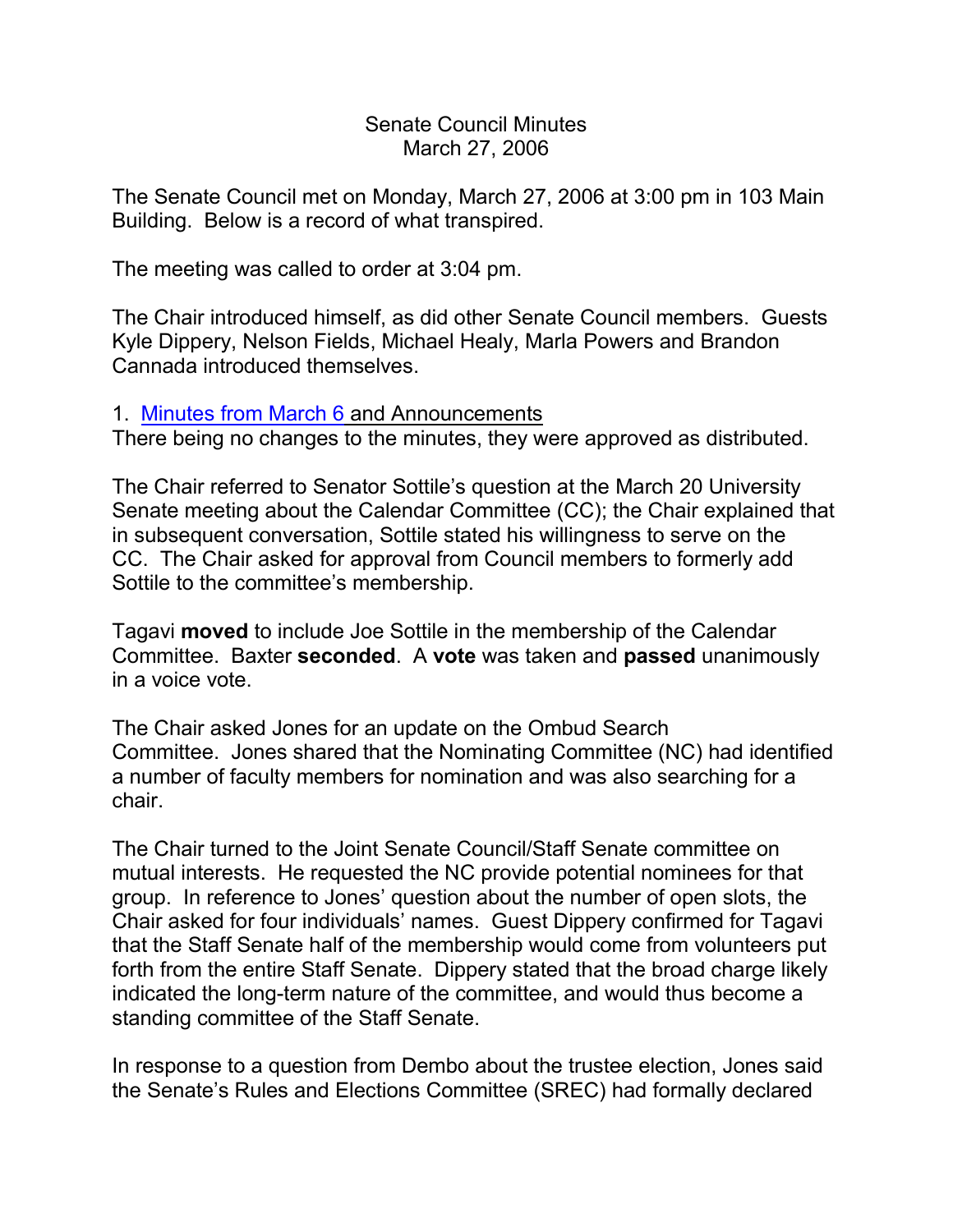Senate Council Minutes
March 27, 2006

The Senate Council met on Monday, March 27, 2006 at 3:00 pm in 103 Main Building. Below is a record of what transpired.

The meeting was called to order at 3:04 pm.

The Chair introduced himself, as did other Senate Council members. Guests Kyle Dippery, Nelson Fields, Michael Healy, Marla Powers and Brandon Cannada introduced themselves.

1. Minutes from March 6 and Announcements

There being no changes to the minutes, they were approved as distributed.

The Chair referred to Senator Sottile's question at the March 20 University Senate meeting about the Calendar Committee (CC); the Chair explained that in subsequent conversation, Sottile stated his willingness to serve on the CC. The Chair asked for approval from Council members to formerly add Sottile to the committee's membership.

Tagavi **moved** to include Joe Sottile in the membership of the Calendar Committee. Baxter **seconded**. A **vote** was taken and **passed** unanimously in a voice vote.

The Chair asked Jones for an update on the Ombud Search Committee. Jones shared that the Nominating Committee (NC) had identified a number of faculty members for nomination and was also searching for a chair.

The Chair turned to the Joint Senate Council/Staff Senate committee on mutual interests. He requested the NC provide potential nominees for that group. In reference to Jones' question about the number of open slots, the Chair asked for four individuals' names. Guest Dippery confirmed for Tagavi that the Staff Senate half of the membership would come from volunteers put forth from the entire Staff Senate. Dippery stated that the broad charge likely indicated the long-term nature of the committee, and would thus become a standing committee of the Staff Senate.

In response to a question from Dembo about the trustee election, Jones said the Senate's Rules and Elections Committee (SREC) had formally declared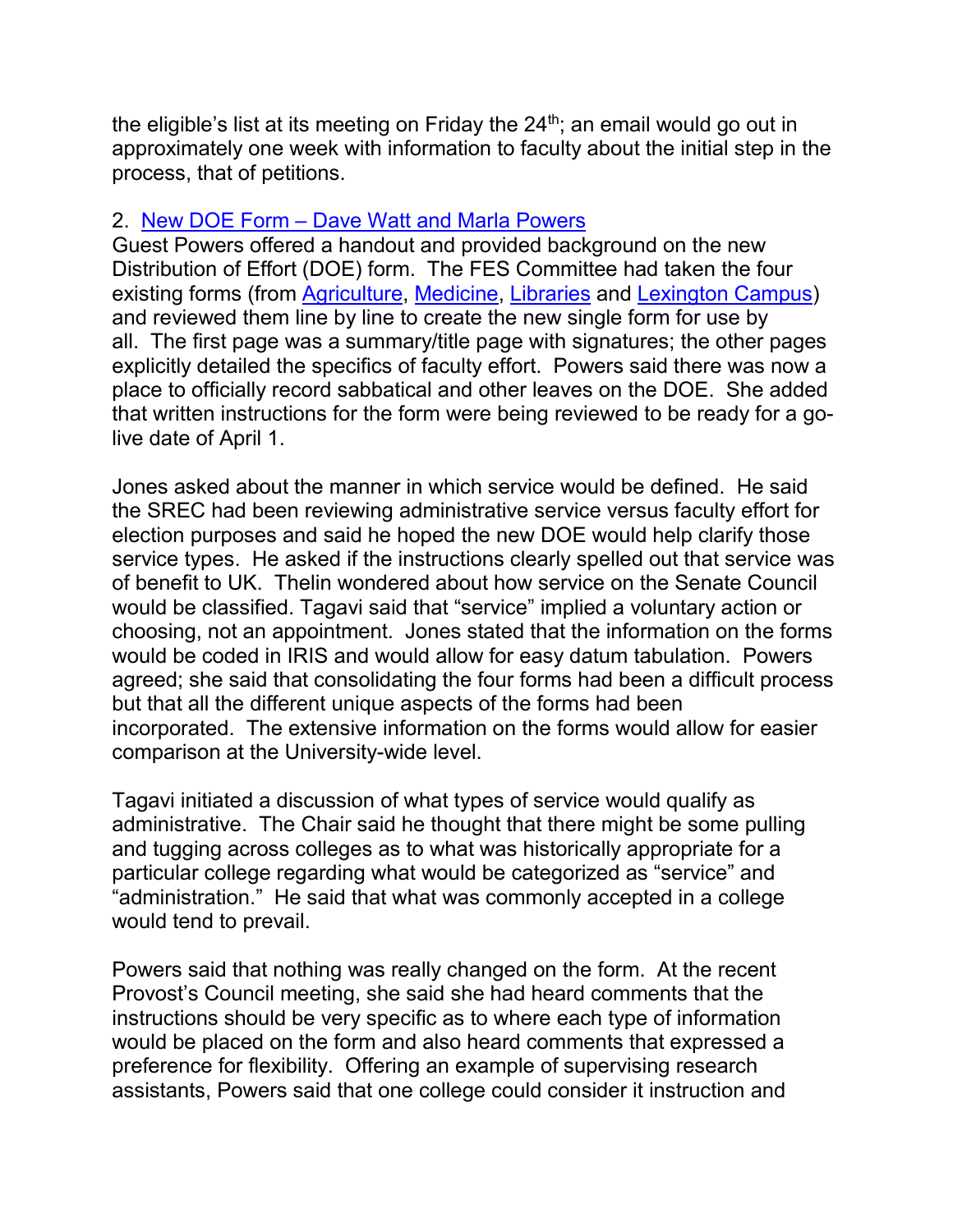the eligible's list at its meeting on Friday the 24th; an email would go out in approximately one week with information to faculty about the initial step in the process, that of petitions.

2. [New DOE Form – Dave Watt and Marla Powers]

Guest Powers offered a handout and provided background on the new Distribution of Effort (DOE) form. The FES Committee had taken the four existing forms (from [Agriculture], [Medicine], [Libraries] and [Lexington Campus]) and reviewed them line by line to create the new single form for use by all. The first page was a summary/title page with signatures; the other pages explicitly detailed the specifics of faculty effort. Powers said there was now a place to officially record sabbatical and other leaves on the DOE. She added that written instructions for the form were being reviewed to be ready for a go-live date of April 1.

Jones asked about the manner in which service would be defined. He said the SREC had been reviewing administrative service versus faculty effort for election purposes and said he hoped the new DOE would help clarify those service types. He asked if the instructions clearly spelled out that service was of benefit to UK. Thelin wondered about how service on the Senate Council would be classified. Tagavi said that "service" implied a voluntary action or choosing, not an appointment. Jones stated that the information on the forms would be coded in IRIS and would allow for easy datum tabulation. Powers agreed; she said that consolidating the four forms had been a difficult process but that all the different unique aspects of the forms had been incorporated. The extensive information on the forms would allow for easier comparison at the University-wide level.

Tagavi initiated a discussion of what types of service would qualify as administrative. The Chair said he thought that there might be some pulling and tugging across colleges as to what was historically appropriate for a particular college regarding what would be categorized as "service" and "administration." He said that what was commonly accepted in a college would tend to prevail.

Powers said that nothing was really changed on the form. At the recent Provost's Council meeting, she said she had heard comments that the instructions should be very specific as to where each type of information would be placed on the form and also heard comments that expressed a preference for flexibility. Offering an example of supervising research assistants, Powers said that one college could consider it instruction and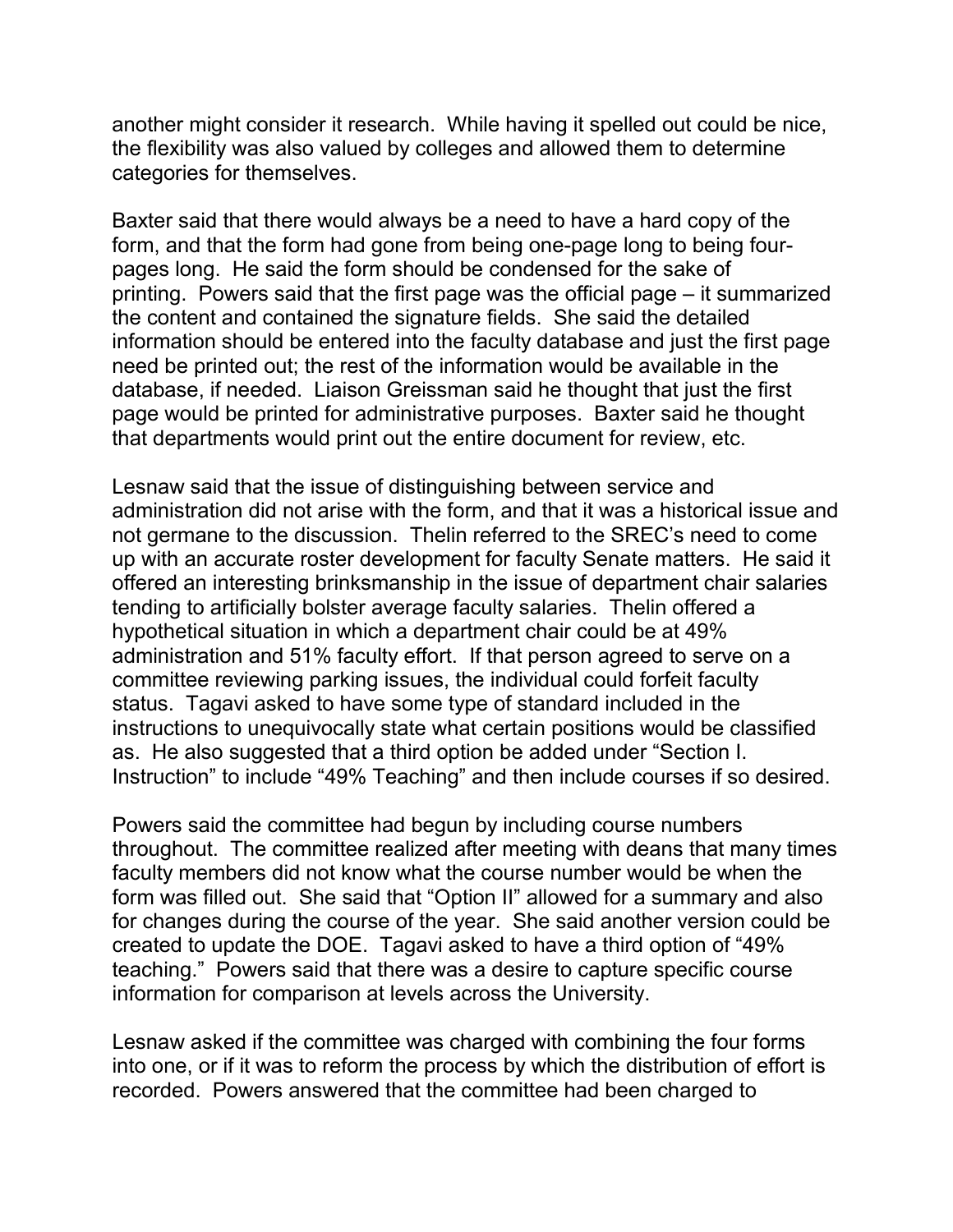another might consider it research. While having it spelled out could be nice, the flexibility was also valued by colleges and allowed them to determine categories for themselves.

Baxter said that there would always be a need to have a hard copy of the form, and that the form had gone from being one-page long to being four-pages long. He said the form should be condensed for the sake of printing. Powers said that the first page was the official page – it summarized the content and contained the signature fields. She said the detailed information should be entered into the faculty database and just the first page need be printed out; the rest of the information would be available in the database, if needed. Liaison Greissman said he thought that just the first page would be printed for administrative purposes. Baxter said he thought that departments would print out the entire document for review, etc.

Lesnaw said that the issue of distinguishing between service and administration did not arise with the form, and that it was a historical issue and not germane to the discussion. Thelin referred to the SREC's need to come up with an accurate roster development for faculty Senate matters. He said it offered an interesting brinksmanship in the issue of department chair salaries tending to artificially bolster average faculty salaries. Thelin offered a hypothetical situation in which a department chair could be at 49% administration and 51% faculty effort. If that person agreed to serve on a committee reviewing parking issues, the individual could forfeit faculty status. Tagavi asked to have some type of standard included in the instructions to unequivocally state what certain positions would be classified as. He also suggested that a third option be added under "Section I. Instruction" to include "49% Teaching" and then include courses if so desired.

Powers said the committee had begun by including course numbers throughout. The committee realized after meeting with deans that many times faculty members did not know what the course number would be when the form was filled out. She said that "Option II" allowed for a summary and also for changes during the course of the year. She said another version could be created to update the DOE. Tagavi asked to have a third option of "49% teaching." Powers said that there was a desire to capture specific course information for comparison at levels across the University.

Lesnaw asked if the committee was charged with combining the four forms into one, or if it was to reform the process by which the distribution of effort is recorded. Powers answered that the committee had been charged to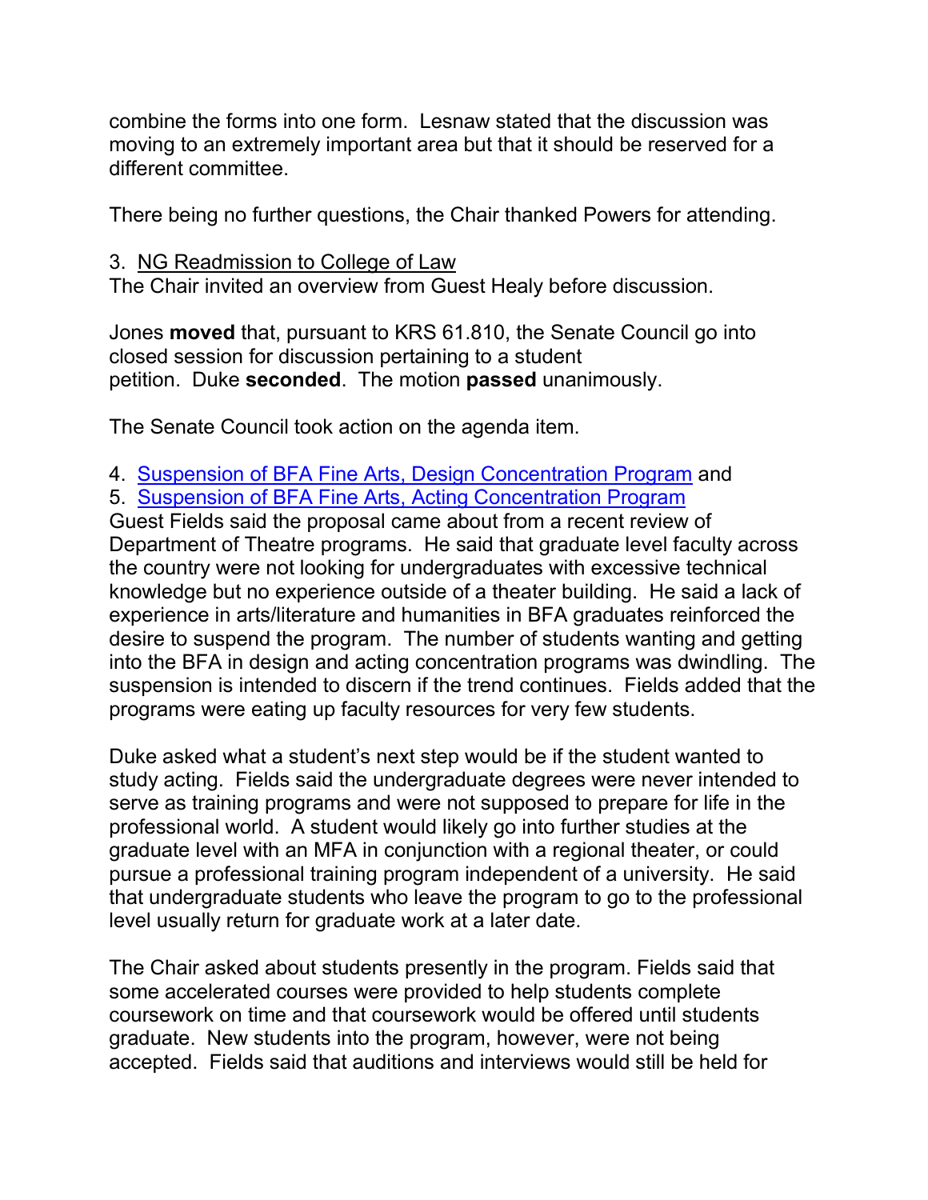combine the forms into one form. Lesnaw stated that the discussion was moving to an extremely important area but that it should be reserved for a different committee.

There being no further questions, the Chair thanked Powers for attending.

3. NG Readmission to College of Law
The Chair invited an overview from Guest Healy before discussion.

Jones **moved** that, pursuant to KRS 61.810, the Senate Council go into closed session for discussion pertaining to a student petition. Duke **seconded**. The motion **passed** unanimously.

The Senate Council took action on the agenda item.

4. Suspension of BFA Fine Arts, Design Concentration Program and
5. Suspension of BFA Fine Arts, Acting Concentration Program
Guest Fields said the proposal came about from a recent review of Department of Theatre programs. He said that graduate level faculty across the country were not looking for undergraduates with excessive technical knowledge but no experience outside of a theater building. He said a lack of experience in arts/literature and humanities in BFA graduates reinforced the desire to suspend the program. The number of students wanting and getting into the BFA in design and acting concentration programs was dwindling. The suspension is intended to discern if the trend continues. Fields added that the programs were eating up faculty resources for very few students.

Duke asked what a student's next step would be if the student wanted to study acting. Fields said the undergraduate degrees were never intended to serve as training programs and were not supposed to prepare for life in the professional world. A student would likely go into further studies at the graduate level with an MFA in conjunction with a regional theater, or could pursue a professional training program independent of a university. He said that undergraduate students who leave the program to go to the professional level usually return for graduate work at a later date.

The Chair asked about students presently in the program. Fields said that some accelerated courses were provided to help students complete coursework on time and that coursework would be offered until students graduate. New students into the program, however, were not being accepted. Fields said that auditions and interviews would still be held for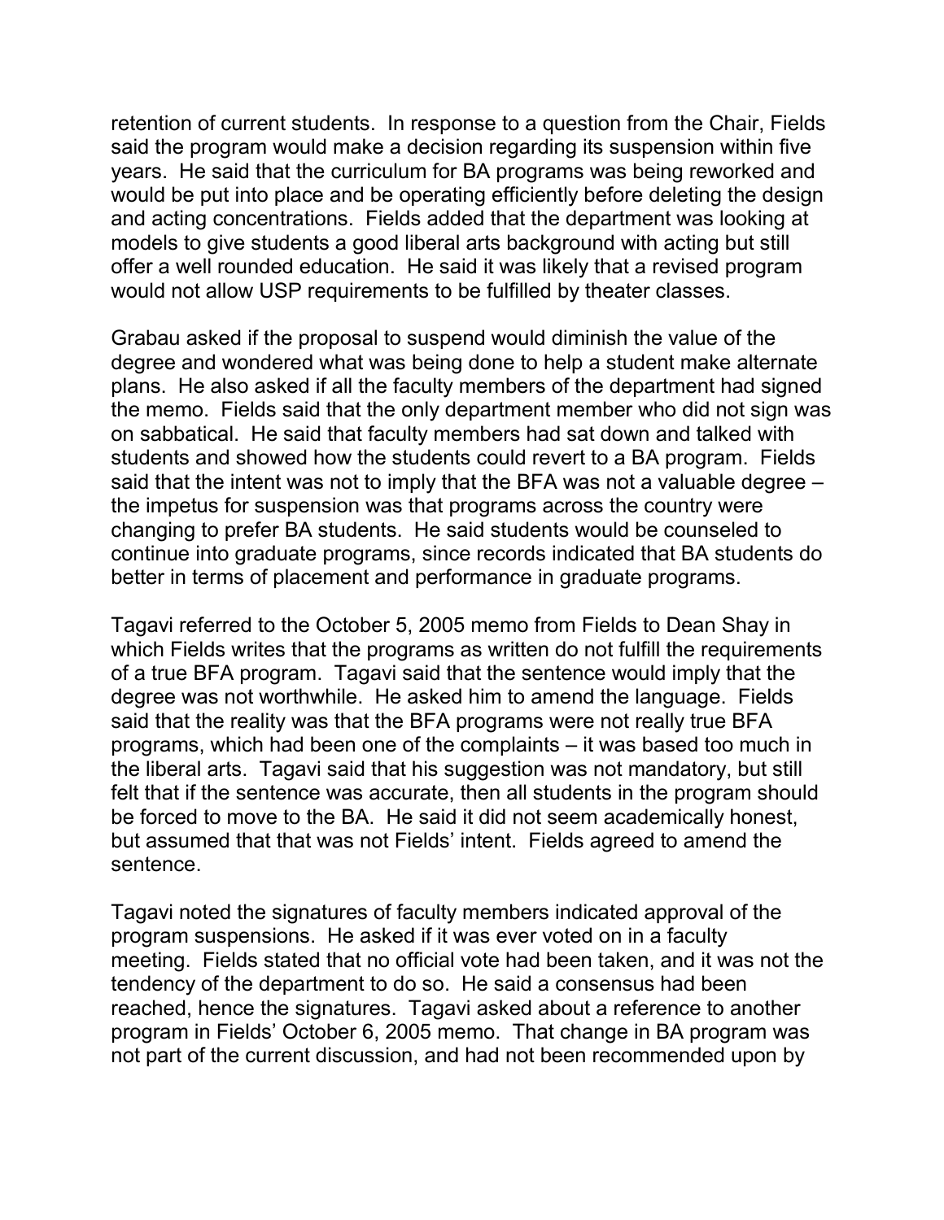retention of current students. In response to a question from the Chair, Fields said the program would make a decision regarding its suspension within five years. He said that the curriculum for BA programs was being reworked and would be put into place and be operating efficiently before deleting the design and acting concentrations. Fields added that the department was looking at models to give students a good liberal arts background with acting but still offer a well rounded education. He said it was likely that a revised program would not allow USP requirements to be fulfilled by theater classes.

Grabau asked if the proposal to suspend would diminish the value of the degree and wondered what was being done to help a student make alternate plans. He also asked if all the faculty members of the department had signed the memo. Fields said that the only department member who did not sign was on sabbatical. He said that faculty members had sat down and talked with students and showed how the students could revert to a BA program. Fields said that the intent was not to imply that the BFA was not a valuable degree – the impetus for suspension was that programs across the country were changing to prefer BA students. He said students would be counseled to continue into graduate programs, since records indicated that BA students do better in terms of placement and performance in graduate programs.

Tagavi referred to the October 5, 2005 memo from Fields to Dean Shay in which Fields writes that the programs as written do not fulfill the requirements of a true BFA program. Tagavi said that the sentence would imply that the degree was not worthwhile. He asked him to amend the language. Fields said that the reality was that the BFA programs were not really true BFA programs, which had been one of the complaints – it was based too much in the liberal arts. Tagavi said that his suggestion was not mandatory, but still felt that if the sentence was accurate, then all students in the program should be forced to move to the BA. He said it did not seem academically honest, but assumed that that was not Fields' intent. Fields agreed to amend the sentence.

Tagavi noted the signatures of faculty members indicated approval of the program suspensions. He asked if it was ever voted on in a faculty meeting. Fields stated that no official vote had been taken, and it was not the tendency of the department to do so. He said a consensus had been reached, hence the signatures. Tagavi asked about a reference to another program in Fields' October 6, 2005 memo. That change in BA program was not part of the current discussion, and had not been recommended upon by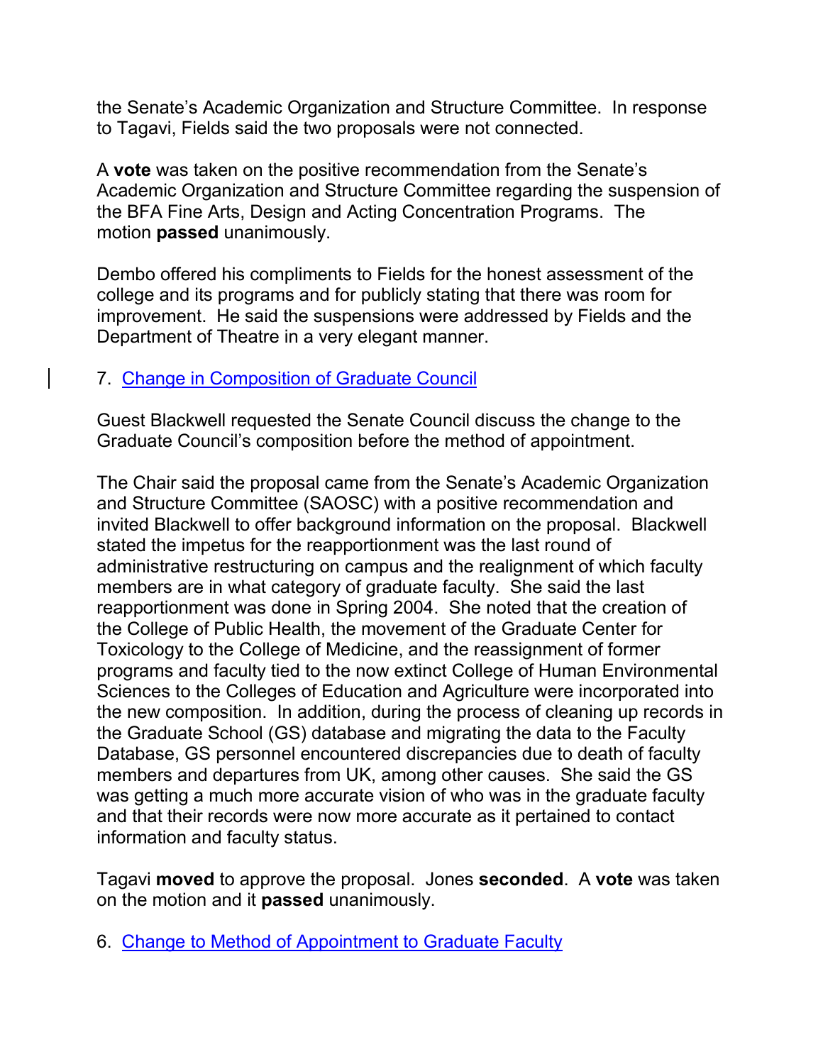the Senate's Academic Organization and Structure Committee. In response to Tagavi, Fields said the two proposals were not connected.

A **vote** was taken on the positive recommendation from the Senate's Academic Organization and Structure Committee regarding the suspension of the BFA Fine Arts, Design and Acting Concentration Programs. The motion **passed** unanimously.

Dembo offered his compliments to Fields for the honest assessment of the college and its programs and for publicly stating that there was room for improvement. He said the suspensions were addressed by Fields and the Department of Theatre in a very elegant manner.

7. Change in Composition of Graduate Council

Guest Blackwell requested the Senate Council discuss the change to the Graduate Council's composition before the method of appointment.

The Chair said the proposal came from the Senate's Academic Organization and Structure Committee (SAOSC) with a positive recommendation and invited Blackwell to offer background information on the proposal. Blackwell stated the impetus for the reapportionment was the last round of administrative restructuring on campus and the realignment of which faculty members are in what category of graduate faculty. She said the last reapportionment was done in Spring 2004. She noted that the creation of the College of Public Health, the movement of the Graduate Center for Toxicology to the College of Medicine, and the reassignment of former programs and faculty tied to the now extinct College of Human Environmental Sciences to the Colleges of Education and Agriculture were incorporated into the new composition. In addition, during the process of cleaning up records in the Graduate School (GS) database and migrating the data to the Faculty Database, GS personnel encountered discrepancies due to death of faculty members and departures from UK, among other causes. She said the GS was getting a much more accurate vision of who was in the graduate faculty and that their records were now more accurate as it pertained to contact information and faculty status.

Tagavi **moved** to approve the proposal. Jones **seconded**. A **vote** was taken on the motion and it **passed** unanimously.

6. Change to Method of Appointment to Graduate Faculty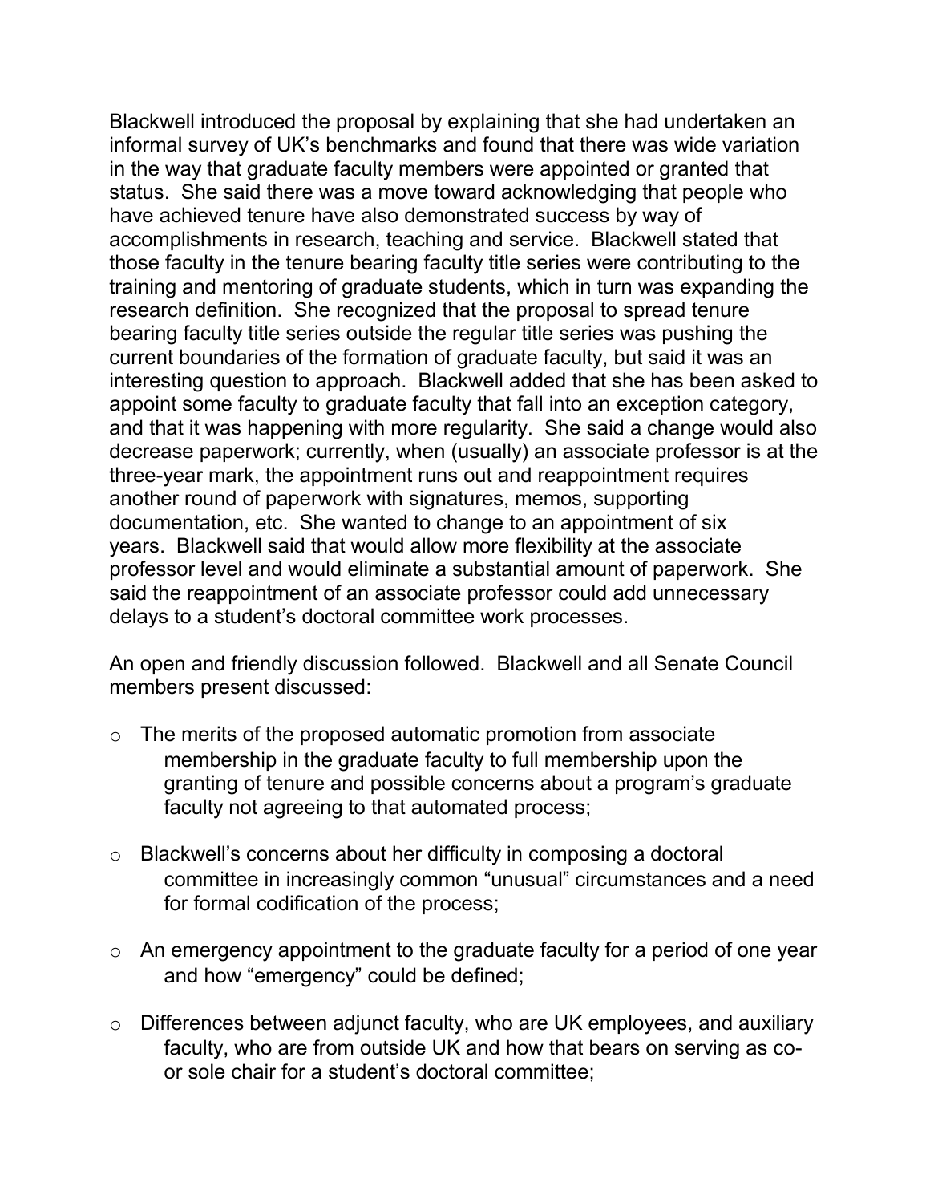Blackwell introduced the proposal by explaining that she had undertaken an informal survey of UK's benchmarks and found that there was wide variation in the way that graduate faculty members were appointed or granted that status. She said there was a move toward acknowledging that people who have achieved tenure have also demonstrated success by way of accomplishments in research, teaching and service. Blackwell stated that those faculty in the tenure bearing faculty title series were contributing to the training and mentoring of graduate students, which in turn was expanding the research definition. She recognized that the proposal to spread tenure bearing faculty title series outside the regular title series was pushing the current boundaries of the formation of graduate faculty, but said it was an interesting question to approach. Blackwell added that she has been asked to appoint some faculty to graduate faculty that fall into an exception category, and that it was happening with more regularity. She said a change would also decrease paperwork; currently, when (usually) an associate professor is at the three-year mark, the appointment runs out and reappointment requires another round of paperwork with signatures, memos, supporting documentation, etc. She wanted to change to an appointment of six years. Blackwell said that would allow more flexibility at the associate professor level and would eliminate a substantial amount of paperwork. She said the reappointment of an associate professor could add unnecessary delays to a student's doctoral committee work processes.

An open and friendly discussion followed. Blackwell and all Senate Council members present discussed:

- The merits of the proposed automatic promotion from associate membership in the graduate faculty to full membership upon the granting of tenure and possible concerns about a program's graduate faculty not agreeing to that automated process;

- Blackwell's concerns about her difficulty in composing a doctoral committee in increasingly common "unusual" circumstances and a need for formal codification of the process;

- An emergency appointment to the graduate faculty for a period of one year and how "emergency" could be defined;

- Differences between adjunct faculty, who are UK employees, and auxiliary faculty, who are from outside UK and how that bears on serving as co- or sole chair for a student's doctoral committee;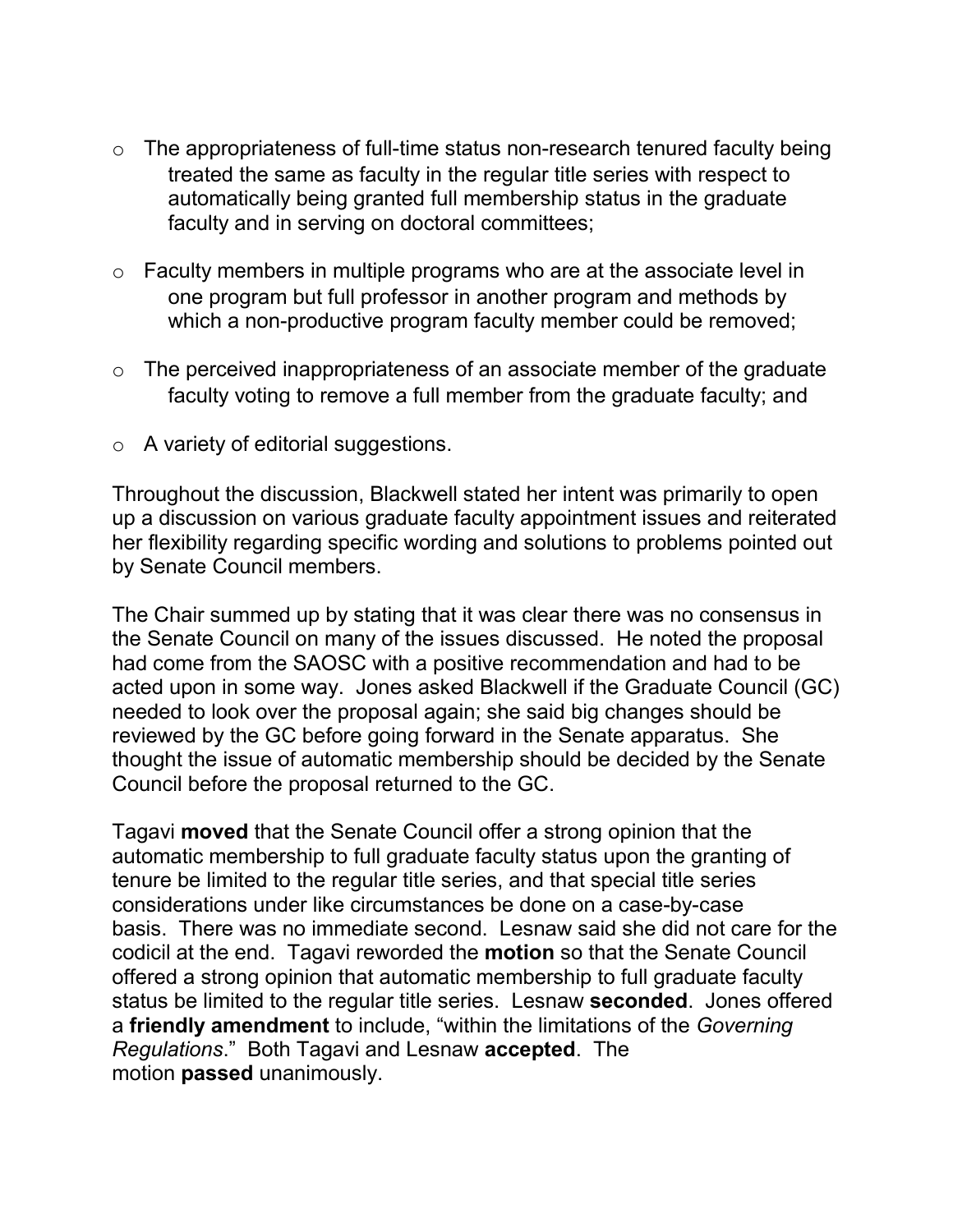- The appropriateness of full-time status non-research tenured faculty being treated the same as faculty in the regular title series with respect to automatically being granted full membership status in the graduate faculty and in serving on doctoral committees;

- Faculty members in multiple programs who are at the associate level in one program but full professor in another program and methods by which a non-productive program faculty member could be removed;

- The perceived inappropriateness of an associate member of the graduate faculty voting to remove a full member from the graduate faculty; and

- A variety of editorial suggestions.

Throughout the discussion, Blackwell stated her intent was primarily to open up a discussion on various graduate faculty appointment issues and reiterated her flexibility regarding specific wording and solutions to problems pointed out by Senate Council members.

The Chair summed up by stating that it was clear there was no consensus in the Senate Council on many of the issues discussed. He noted the proposal had come from the SAOSC with a positive recommendation and had to be acted upon in some way. Jones asked Blackwell if the Graduate Council (GC) needed to look over the proposal again; she said big changes should be reviewed by the GC before going forward in the Senate apparatus. She thought the issue of automatic membership should be decided by the Senate Council before the proposal returned to the GC.

Tagavi **moved** that the Senate Council offer a strong opinion that the automatic membership to full graduate faculty status upon the granting of tenure be limited to the regular title series, and that special title series considerations under like circumstances be done on a case-by-case basis. There was no immediate second. Lesnaw said she did not care for the codicil at the end. Tagavi reworded the **motion** so that the Senate Council offered a strong opinion that automatic membership to full graduate faculty status be limited to the regular title series. Lesnaw **seconded**. Jones offered a **friendly amendment** to include, "within the limitations of the *Governing Regulations*." Both Tagavi and Lesnaw **accepted**. The motion **passed** unanimously.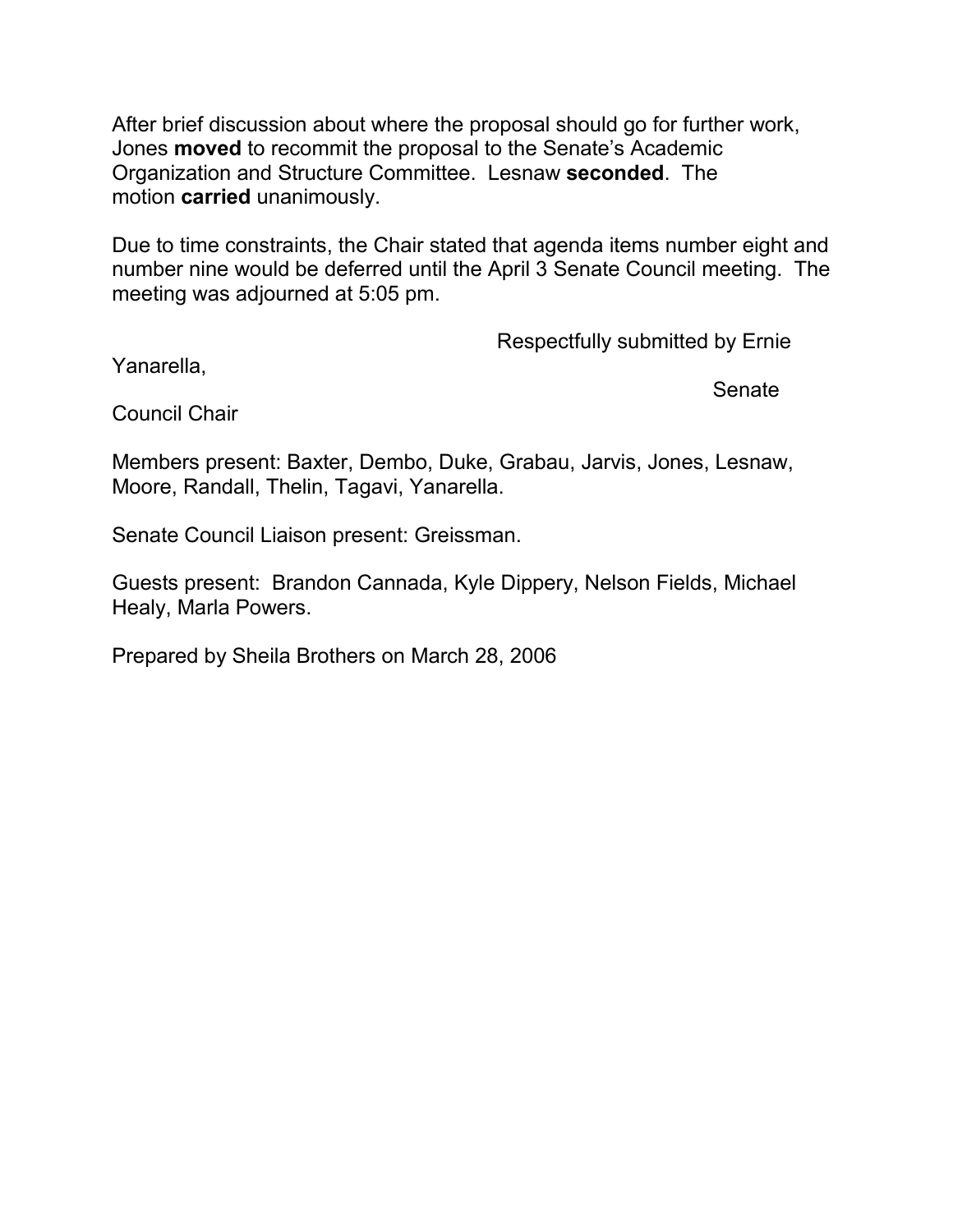After brief discussion about where the proposal should go for further work, Jones **moved** to recommit the proposal to the Senate's Academic Organization and Structure Committee. Lesnaw **seconded**. The motion **carried** unanimously.

Due to time constraints, the Chair stated that agenda items number eight and number nine would be deferred until the April 3 Senate Council meeting. The meeting was adjourned at 5:05 pm.

Respectfully submitted by Ernie Yanarella,
Senate Council Chair

Members present: Baxter, Dembo, Duke, Grabau, Jarvis, Jones, Lesnaw, Moore, Randall, Thelin, Tagavi, Yanarella.

Senate Council Liaison present: Greissman.

Guests present: Brandon Cannada, Kyle Dippery, Nelson Fields, Michael Healy, Marla Powers.

Prepared by Sheila Brothers on March 28, 2006